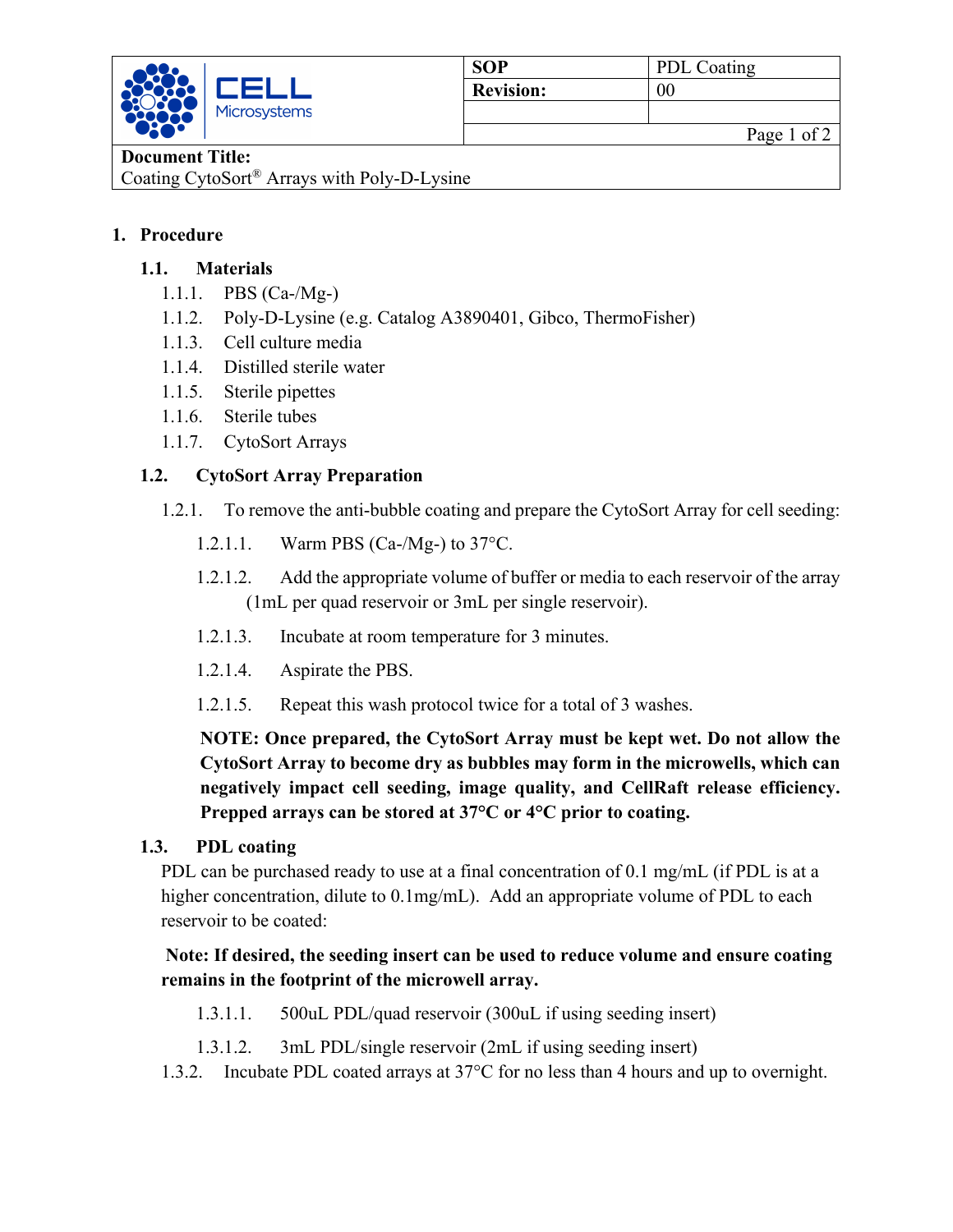| | SOP | PDL Coating |
| --- | --- | --- |
| CELL Microsystems | Revision: | 00 |
| | | |

**Document Title:**
Coating CytoSort® Arrays with Poly-D-Lysine

## 1. Procedure

### 1.1. Materials

1.1.1. PBS (Ca-/Mg-)
1.1.2. Poly-D-Lysine (e.g. Catalog A3890401, Gibco, ThermoFisher)
1.1.3. Cell culture media
1.1.4. Distilled sterile water
1.1.5. Sterile pipettes
1.1.6. Sterile tubes
1.1.7. CytoSort Arrays

### 1.2. CytoSort Array Preparation

1.2.1. To remove the anti-bubble coating and prepare the CytoSort Array for cell seeding:

1.2.1.1. Warm PBS (Ca-/Mg-) to 37°C.

1.2.1.2. Add the appropriate volume of buffer or media to each reservoir of the array (1mL per quad reservoir or 3mL per single reservoir).

1.2.1.3. Incubate at room temperature for 3 minutes.

1.2.1.4. Aspirate the PBS.

1.2.1.5. Repeat this wash protocol twice for a total of 3 washes.

**NOTE: Once prepared, the CytoSort Array must be kept wet. Do not allow the CytoSort Array to become dry as bubbles may form in the microwells, which can negatively impact cell seeding, image quality, and CellRaft release efficiency. Prepped arrays can be stored at 37°C or 4°C prior to coating.**

### 1.3. PDL coating

PDL can be purchased ready to use at a final concentration of 0.1 mg/mL (if PDL is at a higher concentration, dilute to 0.1mg/mL). Add an appropriate volume of PDL to each reservoir to be coated:

**Note: If desired, the seeding insert can be used to reduce volume and ensure coating remains in the footprint of the microwell array.**

1.3.1.1. 500uL PDL/quad reservoir (300uL if using seeding insert)

1.3.1.2. 3mL PDL/single reservoir (2mL if using seeding insert)

1.3.2. Incubate PDL coated arrays at 37°C for no less than 4 hours and up to overnight.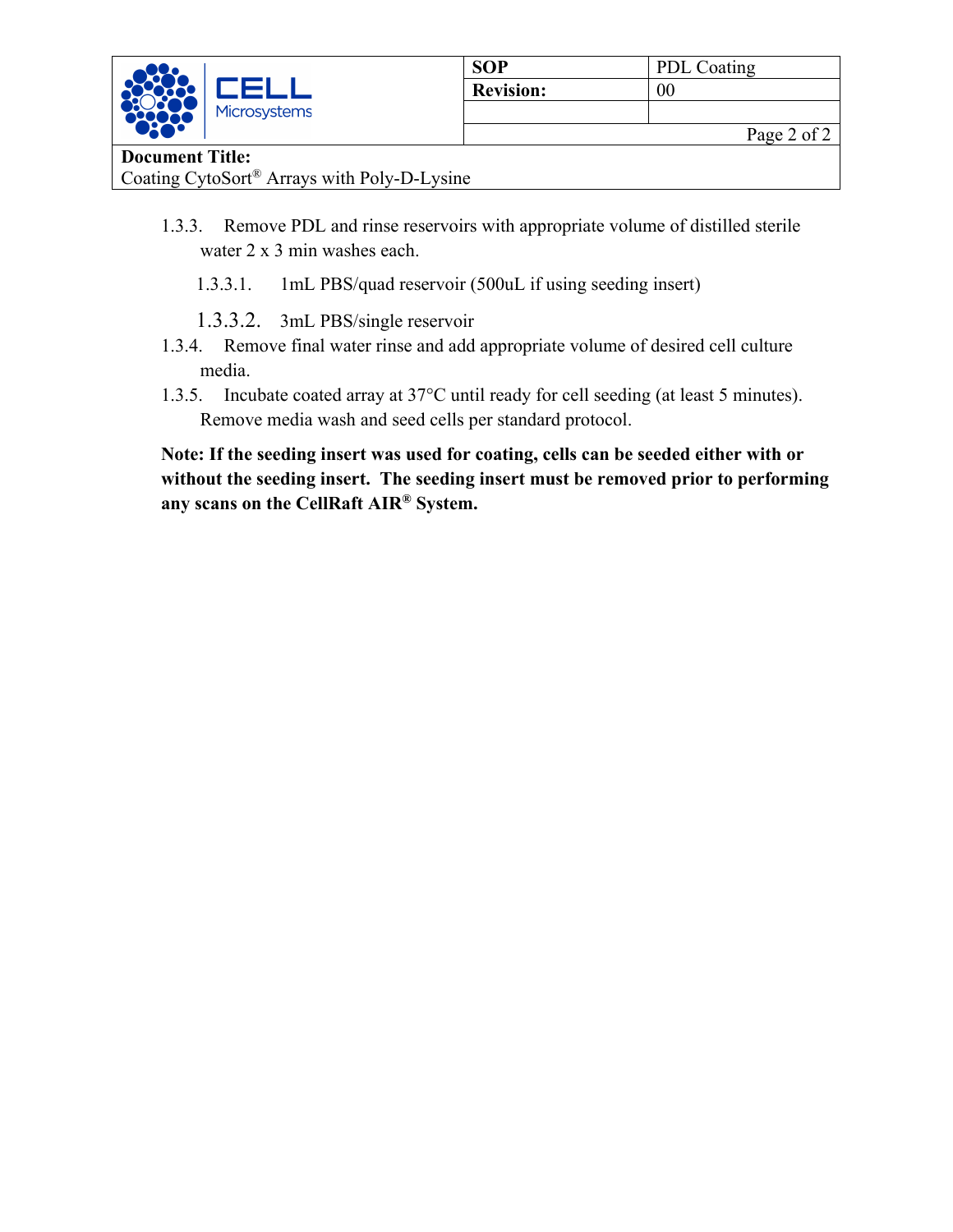1.3.3. Remove PDL and rinse reservoirs with appropriate volume of distilled sterile water 2 x 3 min washes each.

   1.3.3.1. 1mL PBS/quad reservoir (500uL if using seeding insert)

   1.3.3.2. 3mL PBS/single reservoir

1.3.4. Remove final water rinse and add appropriate volume of desired cell culture media.

1.3.5. Incubate coated array at 37°C until ready for cell seeding (at least 5 minutes). Remove media wash and seed cells per standard protocol.

**Note: If the seeding insert was used for coating, cells can be seeded either with or without the seeding insert. The seeding insert must be removed prior to performing any scans on the CellRaft AIR® System.**